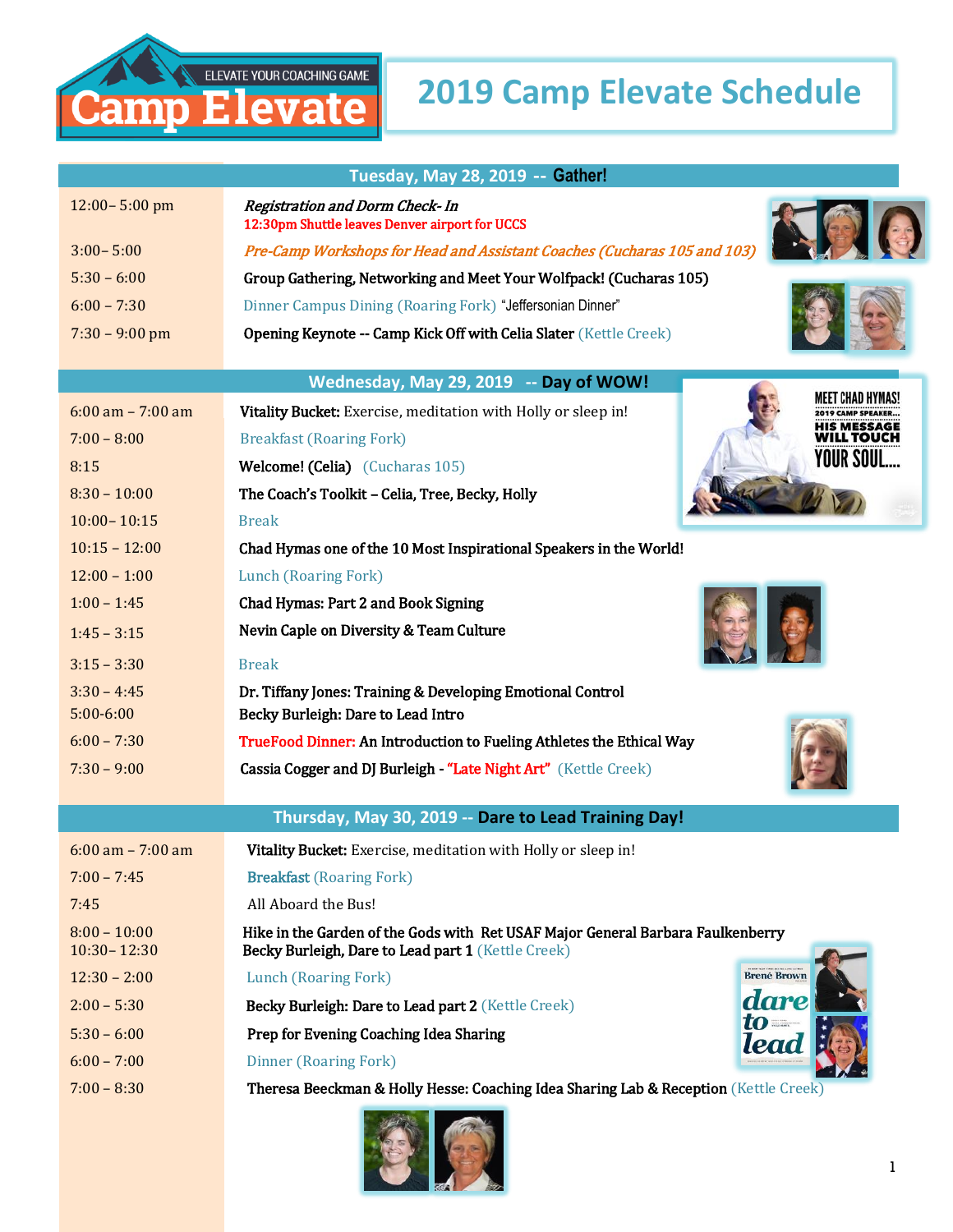# 2019 Camp Elevate Schedule

Camp Elevate — ELEVATE YOUR COACHING GAME

## Tuesday, May 28, 2019 -- Gather!

| Time | Event |
| --- | --- |
| 12:00– 5:00 pm | *Registration and Dorm Check- In*<br>12:30pm Shuttle leaves Denver airport for UCCS |
| 3:00– 5:00 | *Pre-Camp Workshops for Head and Assistant Coaches (Cucharas 105 and 103)* |
| 5:30 – 6:00 | Group Gathering, Networking and Meet Your Wolfpack! (Cucharas 105) |
| 6:00 – 7:30 | Dinner Campus Dining (Roaring Fork) "Jeffersonian Dinner" |
| 7:30 – 9:00 pm | Opening Keynote -- Camp Kick Off with Celia Slater (Kettle Creek) |

## Wednesday, May 29, 2019 -- Day of WOW!

MEET CHAD HYMAS! 2019 CAMP SPEAKER... HIS MESSAGE WILL TOUCH YOUR SOUL....

| Time | Event |
| --- | --- |
| 6:00 am – 7:00 am | Vitality Bucket: Exercise, meditation with Holly or sleep in! |
| 7:00 – 8:00 | Breakfast (Roaring Fork) |
| 8:15 | Welcome! (Celia) (Cucharas 105) |
| 8:30 – 10:00 | The Coach's Toolkit – Celia, Tree, Becky, Holly |
| 10:00– 10:15 | Break |
| 10:15 – 12:00 | Chad Hymas one of the 10 Most Inspirational Speakers in the World! |
| 12:00 – 1:00 | Lunch (Roaring Fork) |
| 1:00 – 1:45 | Chad Hymas: Part 2 and Book Signing |
| 1:45 – 3:15 | Nevin Caple on Diversity & Team Culture |
| 3:15 – 3:30 | Break |
| 3:30 – 4:45 | Dr. Tiffany Jones: Training & Developing Emotional Control |
| 5:00-6:00 | Becky Burleigh: Dare to Lead Intro |
| 6:00 – 7:30 | TrueFood Dinner: An Introduction to Fueling Athletes the Ethical Way |
| 7:30 – 9:00 | Cassia Cogger and DJ Burleigh - "Late Night Art" (Kettle Creek) |

## Thursday, May 30, 2019 -- Dare to Lead Training Day!

| Time | Event |
| --- | --- |
| 6:00 am – 7:00 am | Vitality Bucket: Exercise, meditation with Holly or sleep in! |
| 7:00 – 7:45 | Breakfast (Roaring Fork) |
| 7:45 | All Aboard the Bus! |
| 8:00 – 10:00 | Hike in the Garden of the Gods with Ret USAF Major General Barbara Faulkenberry |
| 10:30– 12:30 | Becky Burleigh, Dare to Lead part 1 (Kettle Creek) |
| 12:30 – 2:00 | Lunch (Roaring Fork) |
| 2:00 – 5:30 | Becky Burleigh: Dare to Lead part 2 (Kettle Creek) |
| 5:30 – 6:00 | Prep for Evening Coaching Idea Sharing |
| 6:00 – 7:00 | Dinner (Roaring Fork) |
| 7:00 – 8:30 | Theresa Beeckman & Holly Hesse: Coaching Idea Sharing Lab & Reception (Kettle Creek) |

Brené Brown — dare to lead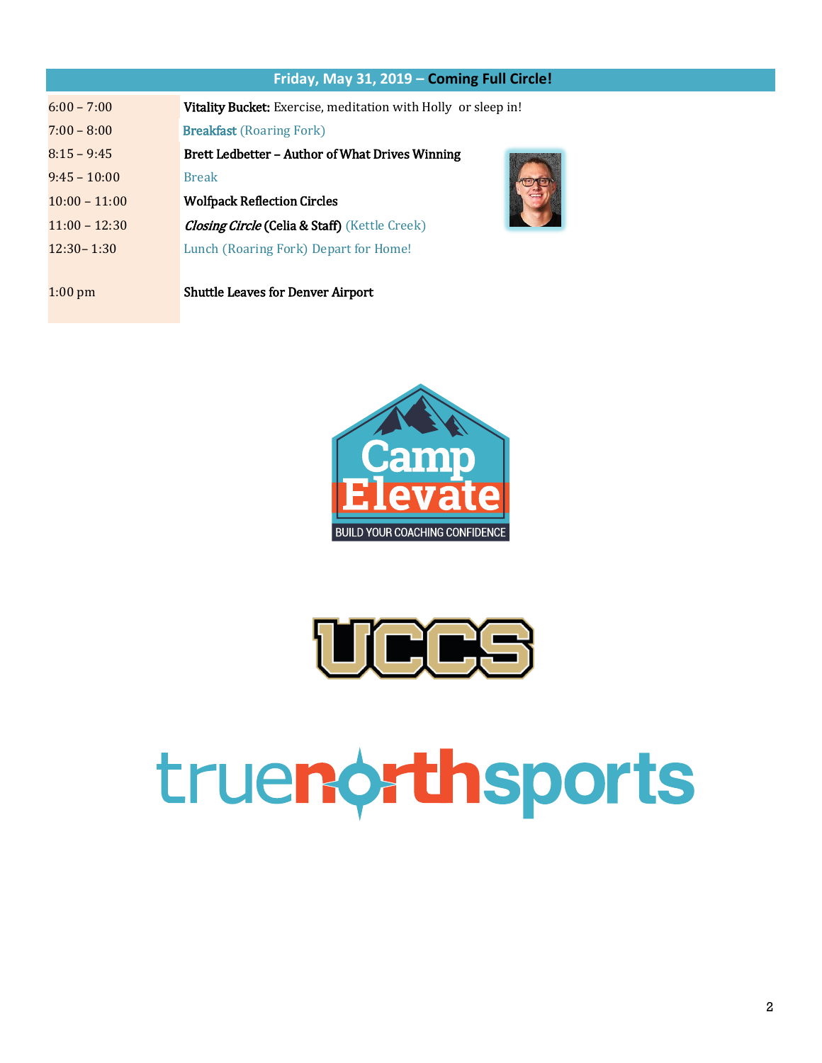## Friday, May 31, 2019 – **Coming Full Circle!**

| | |
|---|---|
| 6:00 – 7:00 | **Vitality Bucket:** Exercise, meditation with Holly or sleep in! |
| 7:00 – 8:00 | Breakfast (Roaring Fork) |
| 8:15 – 9:45 | **Brett Ledbetter – Author of What Drives Winning** |
| 9:45 – 10:00 | Break |
| 10:00 – 11:00 | **Wolfpack Reflection Circles** |
| 11:00 – 12:30 | ***Closing Circle* (Celia & Staff)** (Kettle Creek) |
| 12:30– 1:30 | Lunch (Roaring Fork) Depart for Home! |
| 1:00 pm | **Shuttle Leaves for Denver Airport** |

Camp Elevate

BUILD YOUR COACHING CONFIDENCE

UCCS

truenorthsports